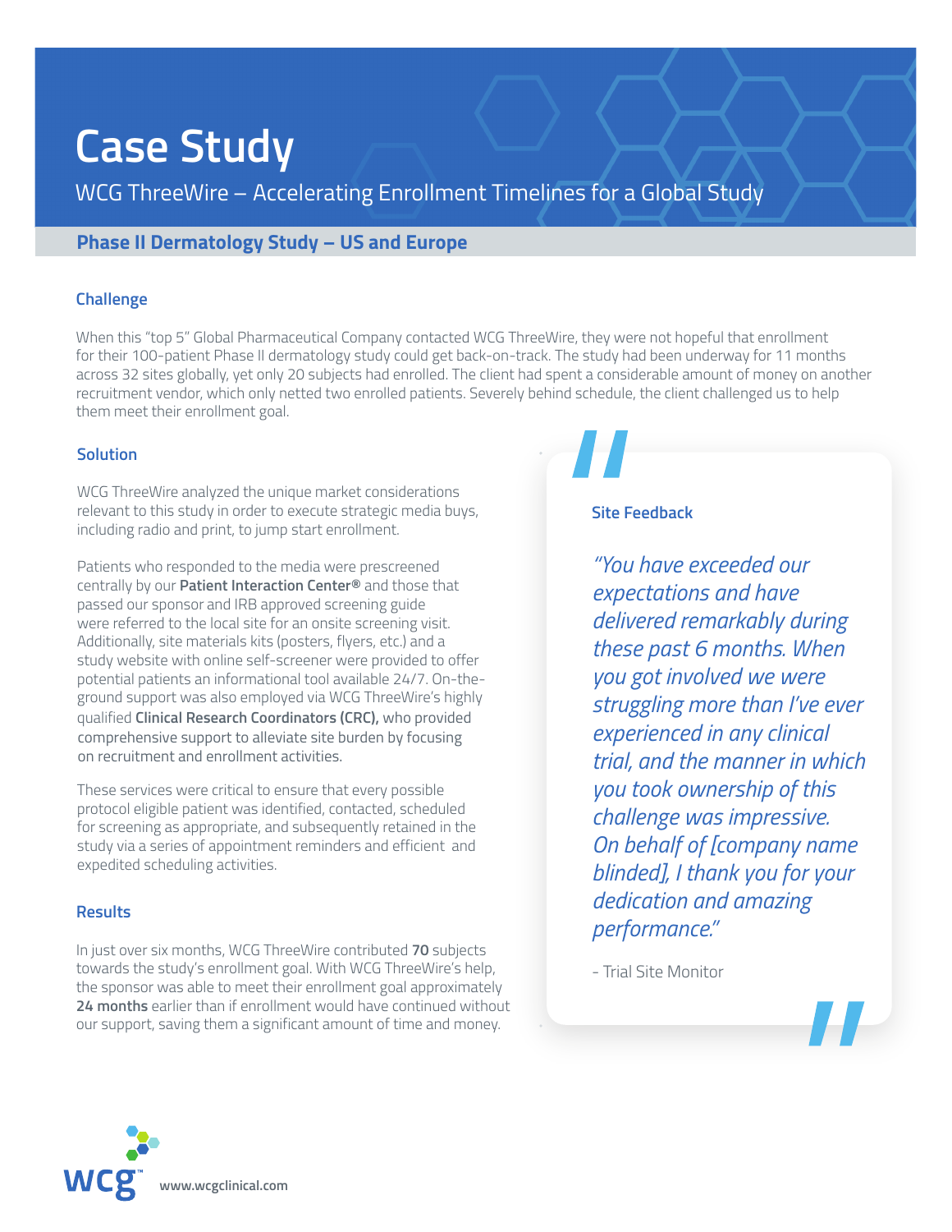# Case Study

WCG ThreeWire – Accelerating Enrollment Timelines for a Global Study

## Phase II Dermatology Study – US and Europe

### Challenge

When this "top 5" Global Pharmaceutical Company contacted WCG ThreeWire, they were not hopeful that enrollment for their 100-patient Phase II dermatology study could get back-on-track. The study had been underway for 11 months across 32 sites globally, yet only 20 subjects had enrolled. The client had spent a considerable amount of money on another recruitment vendor, which only netted two enrolled patients. Severely behind schedule, the client challenged us to help them meet their enrollment goal.

### Solution

WCG ThreeWire analyzed the unique market considerations relevant to this study in order to execute strategic media buys, including radio and print, to jump start enrollment.

Patients who responded to the media were prescreened centrally by our **Patient Interaction Center®** and those that passed our sponsor and IRB approved screening guide were referred to the local site for an onsite screening visit. Additionally, site materials kits (posters, flyers, etc.) and a study website with online self-screener were provided to offer potential patients an informational tool available 24/7. On-the-ground support was also employed via WCG ThreeWire's highly qualified **Clinical Research Coordinators (CRC),** who provided comprehensive support to alleviate site burden by focusing on recruitment and enrollment activities.

These services were critical to ensure that every possible protocol eligible patient was identified, contacted, scheduled for screening as appropriate, and subsequently retained in the study via a series of appointment reminders and efficient and expedited scheduling activities.

### Results

In just over six months, WCG ThreeWire contributed **70** subjects towards the study's enrollment goal. With WCG ThreeWire's help, the sponsor was able to meet their enrollment goal approximately **24 months** earlier than if enrollment would have continued without our support, saving them a significant amount of time and money.

### Site Feedback

*"You have exceeded our expectations and have delivered remarkably during these past 6 months. When you got involved we were struggling more than I've ever experienced in any clinical trial, and the manner in which you took ownership of this challenge was impressive. On behalf of [company name blinded], I thank you for your dedication and amazing performance."*

\- Trial Site Monitor

www.wcgclinical.com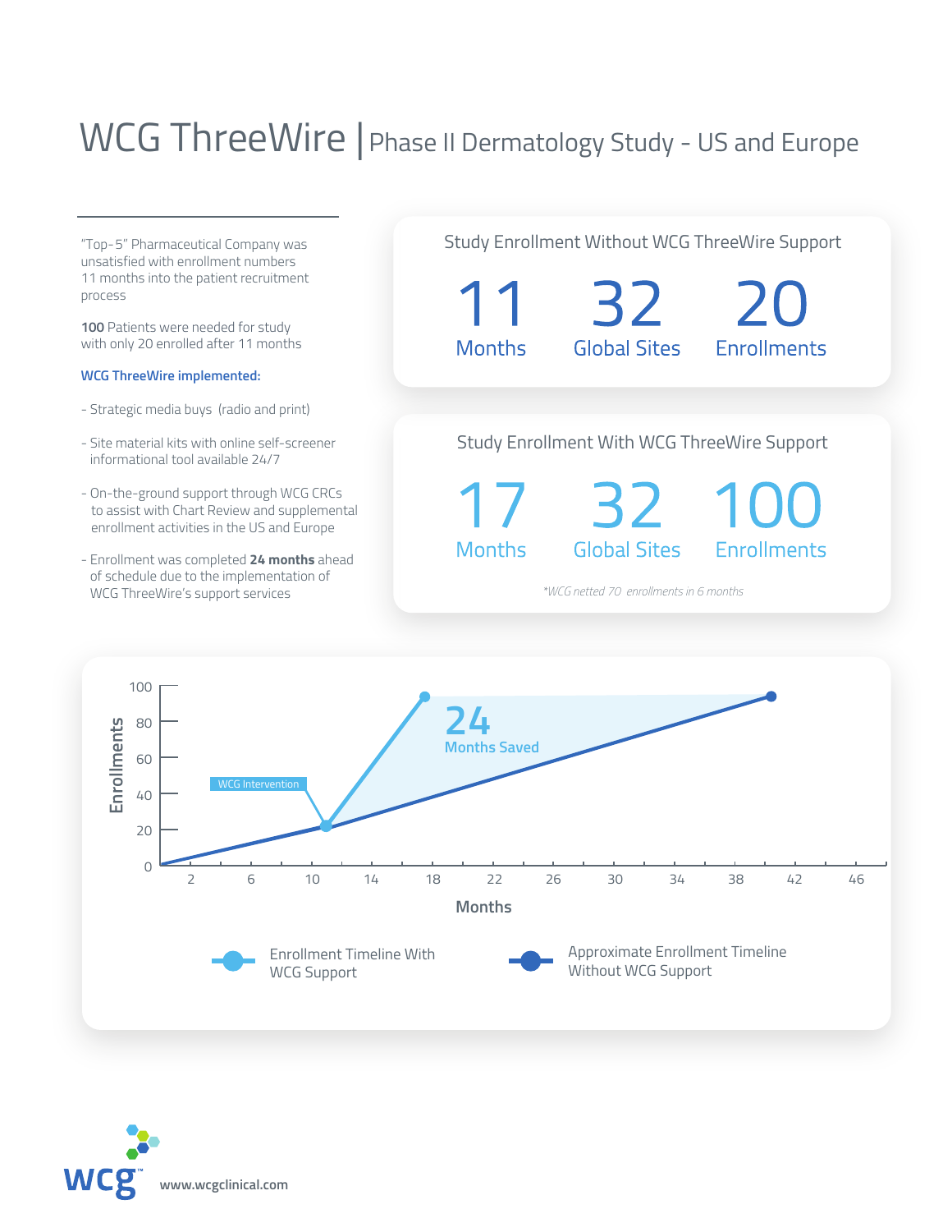# WCG ThreeWire | Phase II Dermatology Study - US and Europe

"Top-5" Pharmaceutical Company was unsatisfied with enrollment numbers 11 months into the patient recruitment process

**100** Patients were needed for study with only 20 enrolled after 11 months

**WCG ThreeWire implemented:**

- Strategic media buys (radio and print)
- Site material kits with online self-screener informational tool available 24/7
- On-the-ground support through WCG CRCs to assist with Chart Review and supplemental enrollment activities in the US and Europe
- Enrollment was completed **24 months** ahead of schedule due to the implementation of WCG ThreeWire's support services

## Study Enrollment Without WCG ThreeWire Support

11 Months

32 Global Sites

20 Enrollments

## Study Enrollment With WCG ThreeWire Support

17 Months

32 Global Sites

100 Enrollments

*WCG netted 70 enrollments in 6 months

Enrollments

100
80
60
40
20
0

WCG Intervention

24
Months Saved

2 6 10 14 18 22 26 30 34 38 42 46

Months

Enrollment Timeline With WCG Support

Approximate Enrollment Timeline Without WCG Support

www.wcgclinical.com